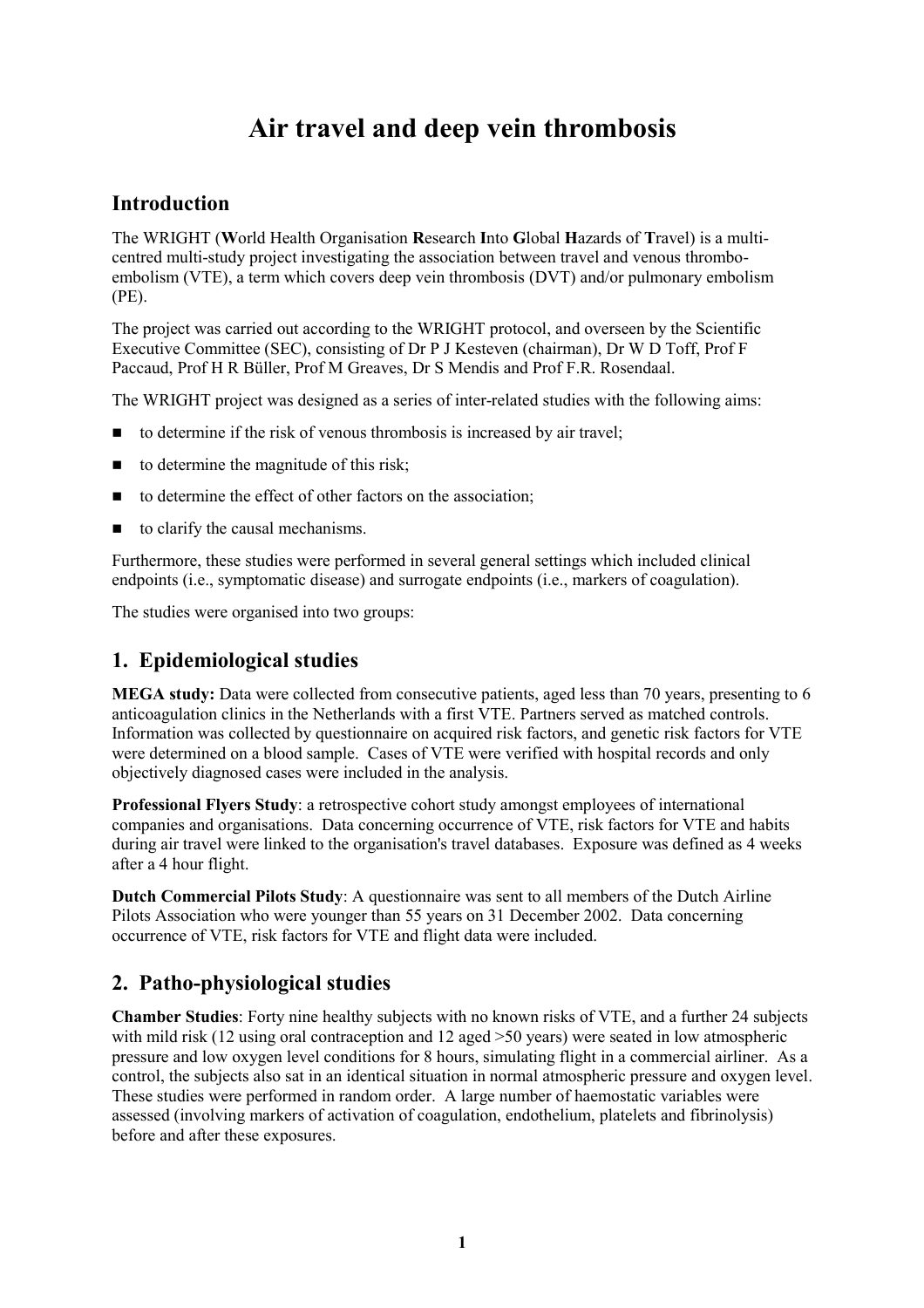# Air travel and deep vein thrombosis

## Introduction

The WRIGHT (**W**orld Health Organisation **R**esearch **I**nto **G**lobal **H**azards of **T**ravel) is a multi-centred multi-study project investigating the association between travel and venous thrombo-embolism (VTE), a term which covers deep vein thrombosis (DVT) and/or pulmonary embolism (PE).

The project was carried out according to the WRIGHT protocol, and overseen by the Scientific Executive Committee (SEC), consisting of Dr P J Kesteven (chairman), Dr W D Toff, Prof F Paccaud, Prof H R Büller, Prof M Greaves, Dr S Mendis and Prof F.R. Rosendaal.

The WRIGHT project was designed as a series of inter-related studies with the following aims:

- to determine if the risk of venous thrombosis is increased by air travel;
- to determine the magnitude of this risk;
- to determine the effect of other factors on the association;
- to clarify the causal mechanisms.

Furthermore, these studies were performed in several general settings which included clinical endpoints (i.e., symptomatic disease) and surrogate endpoints (i.e., markers of coagulation).

The studies were organised into two groups:

## 1. Epidemiological studies

**MEGA study:** Data were collected from consecutive patients, aged less than 70 years, presenting to 6 anticoagulation clinics in the Netherlands with a first VTE. Partners served as matched controls. Information was collected by questionnaire on acquired risk factors, and genetic risk factors for VTE were determined on a blood sample. Cases of VTE were verified with hospital records and only objectively diagnosed cases were included in the analysis.

**Professional Flyers Study**: a retrospective cohort study amongst employees of international companies and organisations. Data concerning occurrence of VTE, risk factors for VTE and habits during air travel were linked to the organisation's travel databases. Exposure was defined as 4 weeks after a 4 hour flight.

**Dutch Commercial Pilots Study**: A questionnaire was sent to all members of the Dutch Airline Pilots Association who were younger than 55 years on 31 December 2002. Data concerning occurrence of VTE, risk factors for VTE and flight data were included.

## 2. Patho-physiological studies

**Chamber Studies**: Forty nine healthy subjects with no known risks of VTE, and a further 24 subjects with mild risk (12 using oral contraception and 12 aged >50 years) were seated in low atmospheric pressure and low oxygen level conditions for 8 hours, simulating flight in a commercial airliner. As a control, the subjects also sat in an identical situation in normal atmospheric pressure and oxygen level. These studies were performed in random order. A large number of haemostatic variables were assessed (involving markers of activation of coagulation, endothelium, platelets and fibrinolysis) before and after these exposures.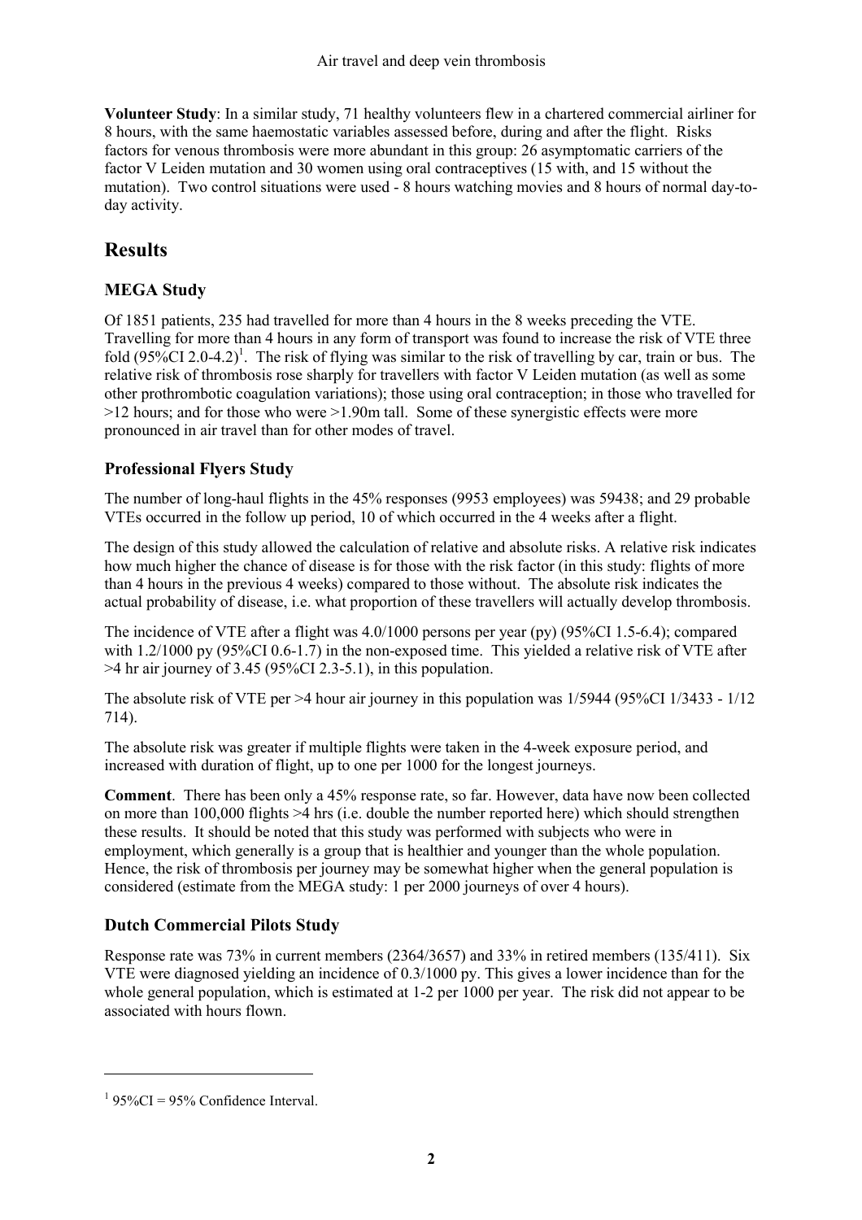**Volunteer Study**: In a similar study, 71 healthy volunteers flew in a chartered commercial airliner for 8 hours, with the same haemostatic variables assessed before, during and after the flight. Risks factors for venous thrombosis were more abundant in this group: 26 asymptomatic carriers of the factor V Leiden mutation and 30 women using oral contraceptives (15 with, and 15 without the mutation). Two control situations were used - 8 hours watching movies and 8 hours of normal day-to-day activity.

## Results

### MEGA Study

Of 1851 patients, 235 had travelled for more than 4 hours in the 8 weeks preceding the VTE. Travelling for more than 4 hours in any form of transport was found to increase the risk of VTE three fold (95%CI 2.0-4.2)[1]. The risk of flying was similar to the risk of travelling by car, train or bus. The relative risk of thrombosis rose sharply for travellers with factor V Leiden mutation (as well as some other prothrombotic coagulation variations); those using oral contraception; in those who travelled for >12 hours; and for those who were >1.90m tall. Some of these synergistic effects were more pronounced in air travel than for other modes of travel.

### Professional Flyers Study

The number of long-haul flights in the 45% responses (9953 employees) was 59438; and 29 probable VTEs occurred in the follow up period, 10 of which occurred in the 4 weeks after a flight.

The design of this study allowed the calculation of relative and absolute risks. A relative risk indicates how much higher the chance of disease is for those with the risk factor (in this study: flights of more than 4 hours in the previous 4 weeks) compared to those without. The absolute risk indicates the actual probability of disease, i.e. what proportion of these travellers will actually develop thrombosis.

The incidence of VTE after a flight was 4.0/1000 persons per year (py) (95%CI 1.5-6.4); compared with 1.2/1000 py (95%CI 0.6-1.7) in the non-exposed time. This yielded a relative risk of VTE after >4 hr air journey of 3.45 (95%CI 2.3-5.1), in this population.

The absolute risk of VTE per >4 hour air journey in this population was 1/5944 (95%CI 1/3433 - 1/12 714).

The absolute risk was greater if multiple flights were taken in the 4-week exposure period, and increased with duration of flight, up to one per 1000 for the longest journeys.

**Comment**. There has been only a 45% response rate, so far. However, data have now been collected on more than 100,000 flights >4 hrs (i.e. double the number reported here) which should strengthen these results. It should be noted that this study was performed with subjects who were in employment, which generally is a group that is healthier and younger than the whole population. Hence, the risk of thrombosis per journey may be somewhat higher when the general population is considered (estimate from the MEGA study: 1 per 2000 journeys of over 4 hours).

### Dutch Commercial Pilots Study

Response rate was 73% in current members (2364/3657) and 33% in retired members (135/411). Six VTE were diagnosed yielding an incidence of 0.3/1000 py. This gives a lower incidence than for the whole general population, which is estimated at 1-2 per 1000 per year. The risk did not appear to be associated with hours flown.

[1] 95%CI = 95% Confidence Interval.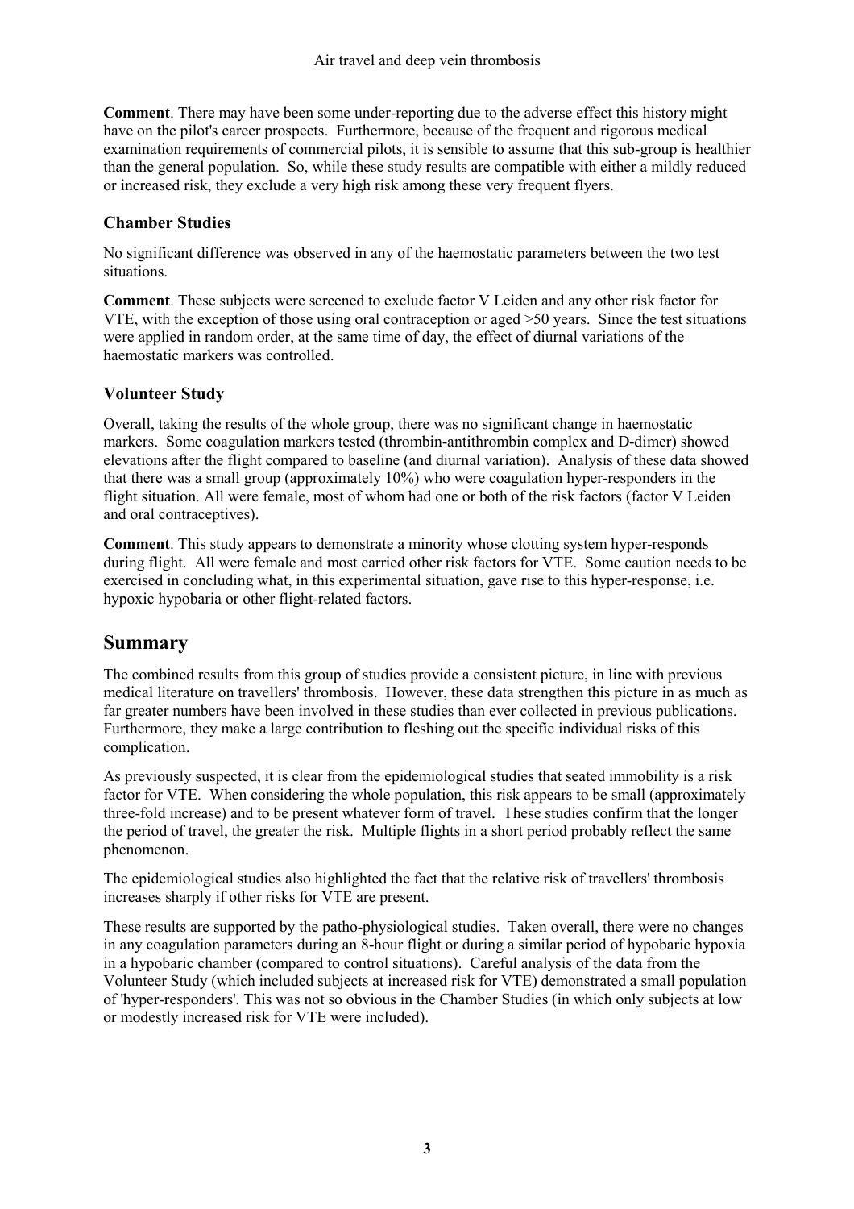**Comment**. There may have been some under-reporting due to the adverse effect this history might have on the pilot's career prospects. Furthermore, because of the frequent and rigorous medical examination requirements of commercial pilots, it is sensible to assume that this sub-group is healthier than the general population. So, while these study results are compatible with either a mildly reduced or increased risk, they exclude a very high risk among these very frequent flyers.

### Chamber Studies

No significant difference was observed in any of the haemostatic parameters between the two test situations.

**Comment**. These subjects were screened to exclude factor V Leiden and any other risk factor for VTE, with the exception of those using oral contraception or aged >50 years. Since the test situations were applied in random order, at the same time of day, the effect of diurnal variations of the haemostatic markers was controlled.

### Volunteer Study

Overall, taking the results of the whole group, there was no significant change in haemostatic markers. Some coagulation markers tested (thrombin-antithrombin complex and D-dimer) showed elevations after the flight compared to baseline (and diurnal variation). Analysis of these data showed that there was a small group (approximately 10%) who were coagulation hyper-responders in the flight situation. All were female, most of whom had one or both of the risk factors (factor V Leiden and oral contraceptives).

**Comment**. This study appears to demonstrate a minority whose clotting system hyper-responds during flight. All were female and most carried other risk factors for VTE. Some caution needs to be exercised in concluding what, in this experimental situation, gave rise to this hyper-response, i.e. hypoxic hypobaria or other flight-related factors.

## Summary

The combined results from this group of studies provide a consistent picture, in line with previous medical literature on travellers' thrombosis. However, these data strengthen this picture in as much as far greater numbers have been involved in these studies than ever collected in previous publications. Furthermore, they make a large contribution to fleshing out the specific individual risks of this complication.

As previously suspected, it is clear from the epidemiological studies that seated immobility is a risk factor for VTE. When considering the whole population, this risk appears to be small (approximately three-fold increase) and to be present whatever form of travel. These studies confirm that the longer the period of travel, the greater the risk. Multiple flights in a short period probably reflect the same phenomenon.

The epidemiological studies also highlighted the fact that the relative risk of travellers' thrombosis increases sharply if other risks for VTE are present.

These results are supported by the patho-physiological studies. Taken overall, there were no changes in any coagulation parameters during an 8-hour flight or during a similar period of hypobaric hypoxia in a hypobaric chamber (compared to control situations). Careful analysis of the data from the Volunteer Study (which included subjects at increased risk for VTE) demonstrated a small population of 'hyper-responders'. This was not so obvious in the Chamber Studies (in which only subjects at low or modestly increased risk for VTE were included).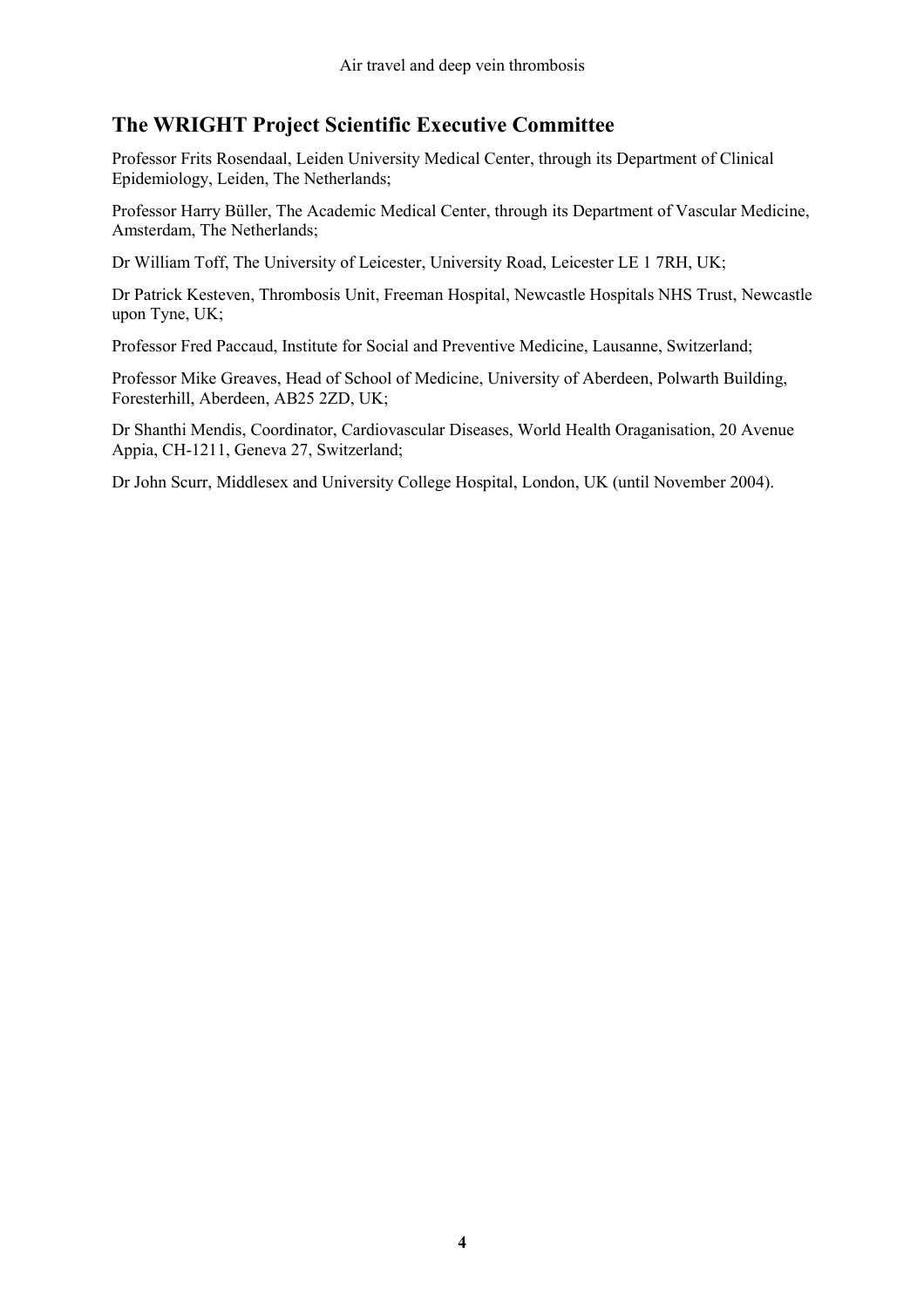## The WRIGHT Project Scientific Executive Committee

Professor Frits Rosendaal, Leiden University Medical Center, through its Department of Clinical Epidemiology, Leiden, The Netherlands;

Professor Harry Büller, The Academic Medical Center, through its Department of Vascular Medicine, Amsterdam, The Netherlands;

Dr William Toff, The University of Leicester, University Road, Leicester LE 1 7RH, UK;

Dr Patrick Kesteven, Thrombosis Unit, Freeman Hospital, Newcastle Hospitals NHS Trust, Newcastle upon Tyne, UK;

Professor Fred Paccaud, Institute for Social and Preventive Medicine, Lausanne, Switzerland;

Professor Mike Greaves, Head of School of Medicine, University of Aberdeen, Polwarth Building, Foresterhill, Aberdeen, AB25 2ZD, UK;

Dr Shanthi Mendis, Coordinator, Cardiovascular Diseases, World Health Oraganisation, 20 Avenue Appia, CH-1211, Geneva 27, Switzerland;

Dr John Scurr, Middlesex and University College Hospital, London, UK (until November 2004).